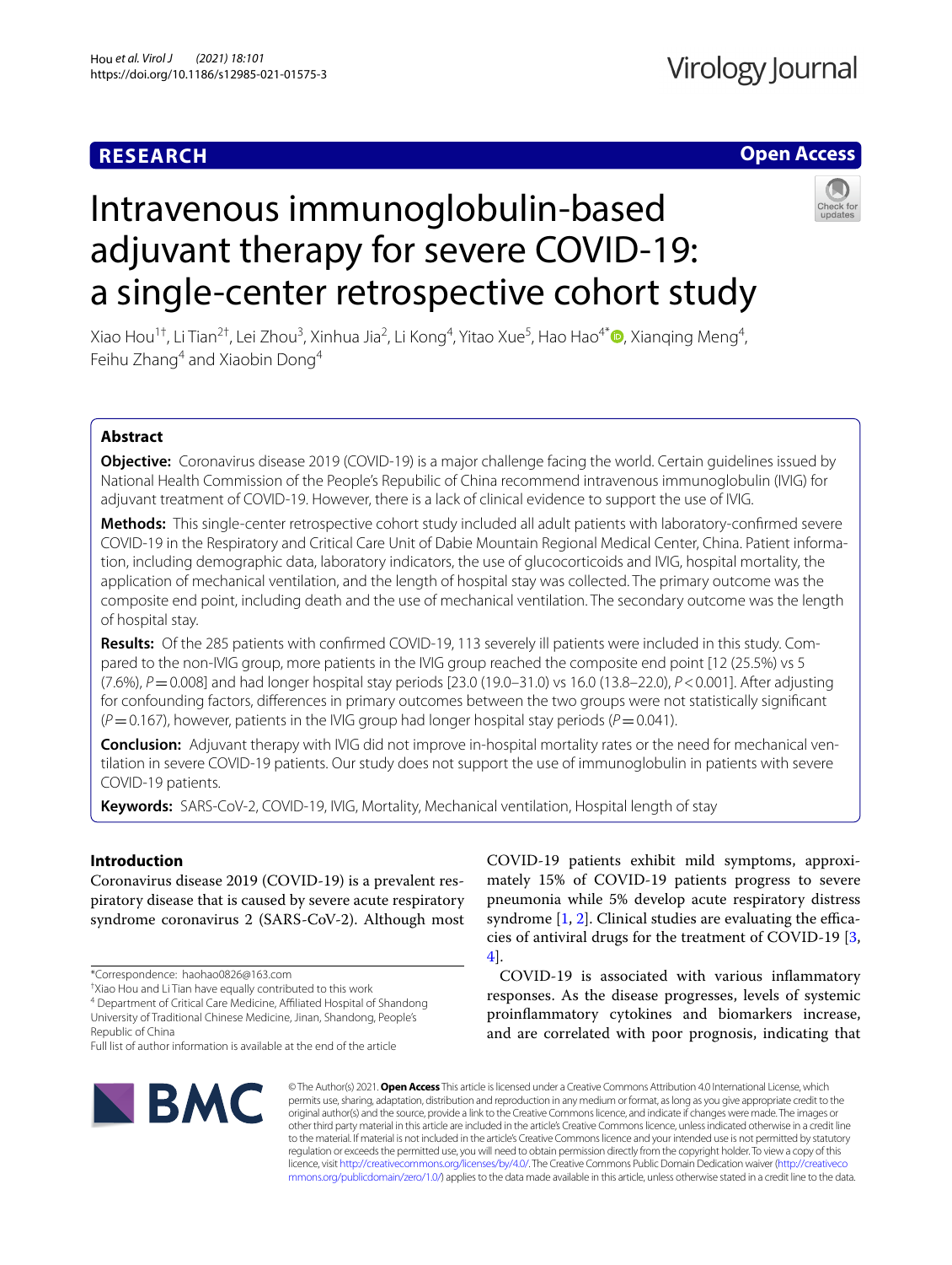**RESEARCH** **Open Access**

# Intravenous immunoglobulin-based adjuvant therapy for severe COVID-19: a single-center retrospective cohort study

Xiao Hou[1†], Li Tian[2†], Lei Zhou[3], Xinhua Jia[2], Li Kong[4], Yitao Xue[5], Hao Hao[4*], Xianqing Meng[4], Feihu Zhang[4] and Xiaobin Dong[4]

## Abstract

**Objective:** Coronavirus disease 2019 (COVID-19) is a major challenge facing the world. Certain guidelines issued by National Health Commission of the People's Republic of China recommend intravenous immunoglobulin (IVIG) for adjuvant treatment of COVID-19. However, there is a lack of clinical evidence to support the use of IVIG.

**Methods:** This single-center retrospective cohort study included all adult patients with laboratory-confirmed severe COVID-19 in the Respiratory and Critical Care Unit of Dabie Mountain Regional Medical Center, China. Patient information, including demographic data, laboratory indicators, the use of glucocorticoids and IVIG, hospital mortality, the application of mechanical ventilation, and the length of hospital stay was collected. The primary outcome was the composite end point, including death and the use of mechanical ventilation. The secondary outcome was the length of hospital stay.

**Results:** Of the 285 patients with confirmed COVID-19, 113 severely ill patients were included in this study. Compared to the non-IVIG group, more patients in the IVIG group reached the composite end point [12 (25.5%) vs 5 (7.6%), $P = 0.008$] and had longer hospital stay periods [23.0 (19.0–31.0) vs 16.0 (13.8–22.0), $P < 0.001$]. After adjusting for confounding factors, differences in primary outcomes between the two groups were not statistically significant ($P = 0.167$), however, patients in the IVIG group had longer hospital stay periods ($P = 0.041$).

**Conclusion:** Adjuvant therapy with IVIG did not improve in-hospital mortality rates or the need for mechanical ventilation in severe COVID-19 patients. Our study does not support the use of immunoglobulin in patients with severe COVID-19 patients.

**Keywords:** SARS-CoV-2, COVID-19, IVIG, Mortality, Mechanical ventilation, Hospital length of stay

## Introduction

Coronavirus disease 2019 (COVID-19) is a prevalent respiratory disease that is caused by severe acute respiratory syndrome coronavirus 2 (SARS-CoV-2). Although most COVID-19 patients exhibit mild symptoms, approximately 15% of COVID-19 patients progress to severe pneumonia while 5% develop acute respiratory distress syndrome [1, 2]. Clinical studies are evaluating the efficacies of antiviral drugs for the treatment of COVID-19 [3, 4].

COVID-19 is associated with various inflammatory responses. As the disease progresses, levels of systemic proinflammatory cytokines and biomarkers increase, and are correlated with poor prognosis, indicating that

*Correspondence: haohao0826@163.com

†Xiao Hou and Li Tian have equally contributed to this work

[4] Department of Critical Care Medicine, Affiliated Hospital of Shandong University of Traditional Chinese Medicine, Jinan, Shandong, People's Republic of China

Full list of author information is available at the end of the article

© The Author(s) 2021. **Open Access** This article is licensed under a Creative Commons Attribution 4.0 International License, which permits use, sharing, adaptation, distribution and reproduction in any medium or format, as long as you give appropriate credit to the original author(s) and the source, provide a link to the Creative Commons licence, and indicate if changes were made. The images or other third party material in this article are included in the article's Creative Commons licence, unless indicated otherwise in a credit line to the material. If material is not included in the article's Creative Commons licence and your intended use is not permitted by statutory regulation or exceeds the permitted use, you will need to obtain permission directly from the copyright holder. To view a copy of this licence, visit http://creativecommons.org/licenses/by/4.0/. The Creative Commons Public Domain Dedication waiver (http://creativecommons.org/publicdomain/zero/1.0/) applies to the data made available in this article, unless otherwise stated in a credit line to the data.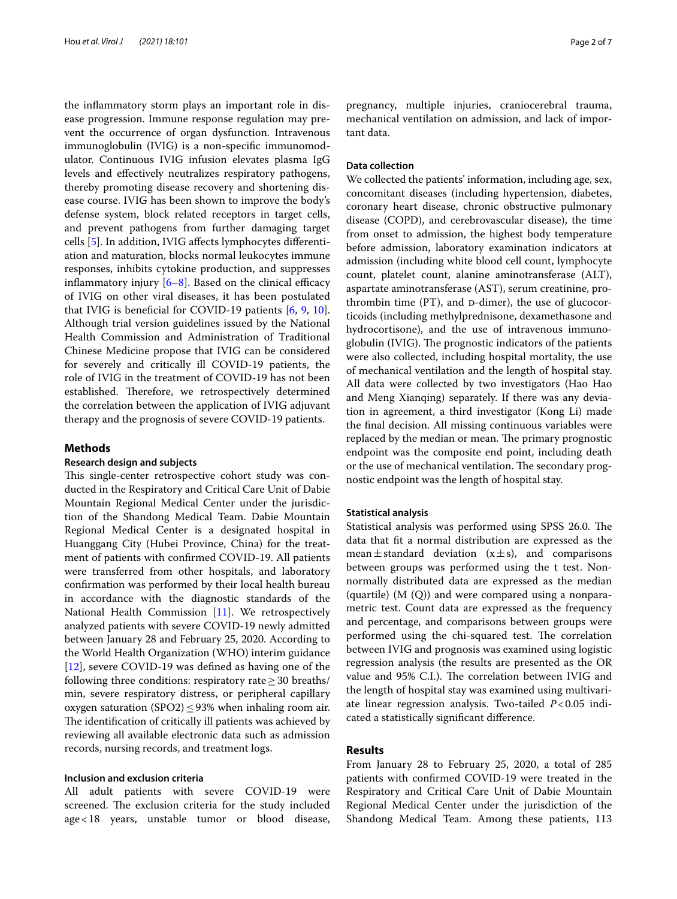the inflammatory storm plays an important role in disease progression. Immune response regulation may prevent the occurrence of organ dysfunction. Intravenous immunoglobulin (IVIG) is a non-specific immunomodulator. Continuous IVIG infusion elevates plasma IgG levels and effectively neutralizes respiratory pathogens, thereby promoting disease recovery and shortening disease course. IVIG has been shown to improve the body's defense system, block related receptors in target cells, and prevent pathogens from further damaging target cells [5]. In addition, IVIG affects lymphocytes differentiation and maturation, blocks normal leukocytes immune responses, inhibits cytokine production, and suppresses inflammatory injury [6–8]. Based on the clinical efficacy of IVIG on other viral diseases, it has been postulated that IVIG is beneficial for COVID-19 patients [6, 9, 10]. Although trial version guidelines issued by the National Health Commission and Administration of Traditional Chinese Medicine propose that IVIG can be considered for severely and critically ill COVID-19 patients, the role of IVIG in the treatment of COVID-19 has not been established. Therefore, we retrospectively determined the correlation between the application of IVIG adjuvant therapy and the prognosis of severe COVID-19 patients.

## Methods

### Research design and subjects

This single-center retrospective cohort study was conducted in the Respiratory and Critical Care Unit of Dabie Mountain Regional Medical Center under the jurisdiction of the Shandong Medical Team. Dabie Mountain Regional Medical Center is a designated hospital in Huanggang City (Hubei Province, China) for the treatment of patients with confirmed COVID-19. All patients were transferred from other hospitals, and laboratory confirmation was performed by their local health bureau in accordance with the diagnostic standards of the National Health Commission [11]. We retrospectively analyzed patients with severe COVID-19 newly admitted between January 28 and February 25, 2020. According to the World Health Organization (WHO) interim guidance [12], severe COVID-19 was defined as having one of the following three conditions: respiratory rate $\geq$ 30 breaths/min, severe respiratory distress, or peripheral capillary oxygen saturation (SPO2) $\leq$ 93% when inhaling room air. The identification of critically ill patients was achieved by reviewing all available electronic data such as admission records, nursing records, and treatment logs.

### Inclusion and exclusion criteria

All adult patients with severe COVID-19 were screened. The exclusion criteria for the study included age < 18 years, unstable tumor or blood disease, pregnancy, multiple injuries, craniocerebral trauma, mechanical ventilation on admission, and lack of important data.

### Data collection

We collected the patients' information, including age, sex, concomitant diseases (including hypertension, diabetes, coronary heart disease, chronic obstructive pulmonary disease (COPD), and cerebrovascular disease), the time from onset to admission, the highest body temperature before admission, laboratory examination indicators at admission (including white blood cell count, lymphocyte count, platelet count, alanine aminotransferase (ALT), aspartate aminotransferase (AST), serum creatinine, prothrombin time (PT), and D-dimer), the use of glucocorticoids (including methylprednisone, dexamethasone and hydrocortisone), and the use of intravenous immunoglobulin (IVIG). The prognostic indicators of the patients were also collected, including hospital mortality, the use of mechanical ventilation and the length of hospital stay. All data were collected by two investigators (Hao Hao and Meng Xianqing) separately. If there was any deviation in agreement, a third investigator (Kong Li) made the final decision. All missing continuous variables were replaced by the median or mean. The primary prognostic endpoint was the composite end point, including death or the use of mechanical ventilation. The secondary prognostic endpoint was the length of hospital stay.

### Statistical analysis

Statistical analysis was performed using SPSS 26.0. The data that fit a normal distribution are expressed as the mean ± standard deviation ($x \pm s$), and comparisons between groups was performed using the t test. Non-normally distributed data are expressed as the median (quartile) (M (Q)) and were compared using a nonparametric test. Count data are expressed as the frequency and percentage, and comparisons between groups were performed using the chi-squared test. The correlation between IVIG and prognosis was examined using logistic regression analysis (the results are presented as the OR value and 95% C.I.). The correlation between IVIG and the length of hospital stay was examined using multivariate linear regression analysis. Two-tailed $P < 0.05$ indicated a statistically significant difference.

## Results

From January 28 to February 25, 2020, a total of 285 patients with confirmed COVID-19 were treated in the Respiratory and Critical Care Unit of Dabie Mountain Regional Medical Center under the jurisdiction of the Shandong Medical Team. Among these patients, 113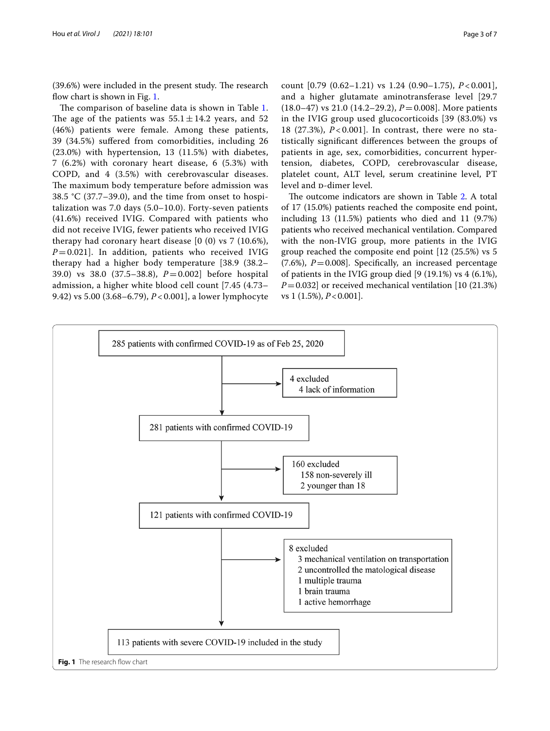(39.6%) were included in the present study. The research flow chart is shown in Fig. 1.

The comparison of baseline data is shown in Table 1. The age of the patients was 55.1 ± 14.2 years, and 52 (46%) patients were female. Among these patients, 39 (34.5%) suffered from comorbidities, including 26 (23.0%) with hypertension, 13 (11.5%) with diabetes, 7 (6.2%) with coronary heart disease, 6 (5.3%) with COPD, and 4 (3.5%) with cerebrovascular diseases. The maximum body temperature before admission was 38.5 °C (37.7–39.0), and the time from onset to hospitalization was 7.0 days (5.0–10.0). Forty-seven patients (41.6%) received IVIG. Compared with patients who did not receive IVIG, fewer patients who received IVIG therapy had coronary heart disease [0 (0) vs 7 (10.6%), $P = 0.021$]. In addition, patients who received IVIG therapy had a higher body temperature [38.9 (38.2–39.0) vs 38.0 (37.5–38.8), $P = 0.002$] before hospital admission, a higher white blood cell count [7.45 (4.73–9.42) vs 5.00 (3.68–6.79), $P < 0.001$], a lower lymphocyte count [0.79 (0.62–1.21) vs 1.24 (0.90–1.75), $P < 0.001$], and a higher glutamate aminotransferase level [29.7 (18.0–47) vs 21.0 (14.2–29.2), $P = 0.008$]. More patients in the IVIG group used glucocorticoids [39 (83.0%) vs 18 (27.3%), $P < 0.001$]. In contrast, there were no statistically significant differences between the groups of patients in age, sex, comorbidities, concurrent hypertension, diabetes, COPD, cerebrovascular disease, platelet count, ALT level, serum creatinine level, PT level and D-dimer level.

The outcome indicators are shown in Table 2. A total of 17 (15.0%) patients reached the composite end point, including 13 (11.5%) patients who died and 11 (9.7%) patients who received mechanical ventilation. Compared with the non-IVIG group, more patients in the IVIG group reached the composite end point [12 (25.5%) vs 5 (7.6%), $P = 0.008$]. Specifically, an increased percentage of patients in the IVIG group died [9 (19.1%) vs 4 (6.1%), $P = 0.032$] or received mechanical ventilation [10 (21.3%) vs 1 (1.5%), $P < 0.001$].

285 patients with confirmed COVID-19 as of Feb 25, 2020

→ 4 excluded
- 4 lack of information

281 patients with confirmed COVID-19

→ 160 excluded
- 158 non-severely ill
- 2 younger than 18

121 patients with confirmed COVID-19

→ 8 excluded
- 3 mechanical ventilation on transportation
- 2 uncontrolled the matological disease
- 1 multiple trauma
- 1 brain trauma
- 1 active hemorrhage

113 patients with severe COVID-19 included in the study

**Fig. 1** The research flow chart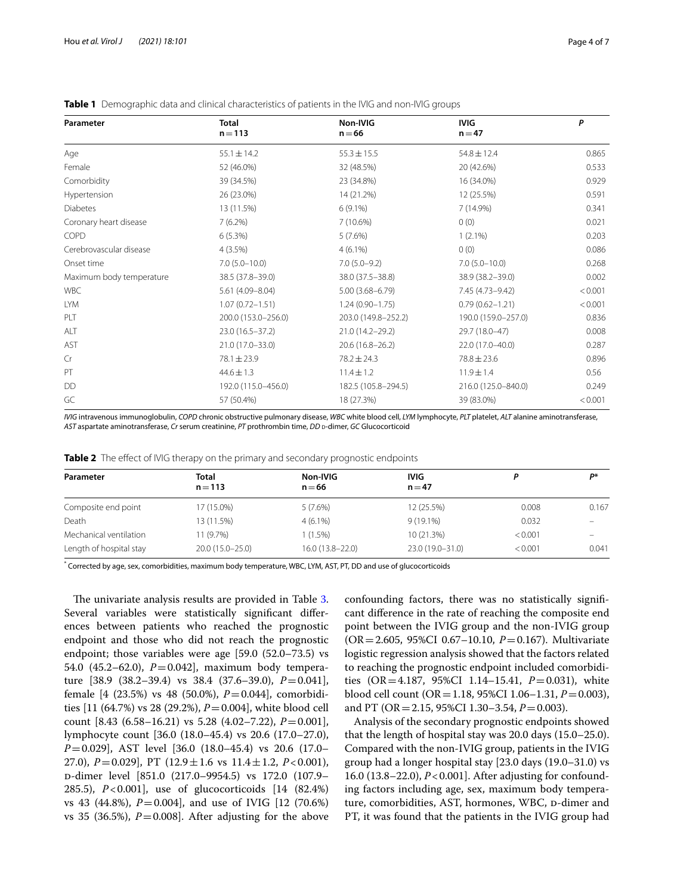**Table 1** Demographic data and clinical characteristics of patients in the IVIG and non-IVIG groups

| Parameter | Total n = 113 | Non-IVIG n = 66 | IVIG n = 47 | P |
|---|---|---|---|---|
| Age | 55.1 ± 14.2 | 55.3 ± 15.5 | 54.8 ± 12.4 | 0.865 |
| Female | 52 (46.0%) | 32 (48.5%) | 20 (42.6%) | 0.533 |
| Comorbidity | 39 (34.5%) | 23 (34.8%) | 16 (34.0%) | 0.929 |
| Hypertension | 26 (23.0%) | 14 (21.2%) | 12 (25.5%) | 0.591 |
| Diabetes | 13 (11.5%) | 6 (9.1%) | 7 (14.9%) | 0.341 |
| Coronary heart disease | 7 (6.2%) | 7 (10.6%) | 0 (0) | 0.021 |
| COPD | 6 (5.3%) | 5 (7.6%) | 1 (2.1%) | 0.203 |
| Cerebrovascular disease | 4 (3.5%) | 4 (6.1%) | 0 (0) | 0.086 |
| Onset time | 7.0 (5.0–10.0) | 7.0 (5.0–9.2) | 7.0 (5.0–10.0) | 0.268 |
| Maximum body temperature | 38.5 (37.8–39.0) | 38.0 (37.5–38.8) | 38.9 (38.2–39.0) | 0.002 |
| WBC | 5.61 (4.09–8.04) | 5.00 (3.68–6.79) | 7.45 (4.73–9.42) | < 0.001 |
| LYM | 1.07 (0.72–1.51) | 1.24 (0.90–1.75) | 0.79 (0.62–1.21) | < 0.001 |
| PLT | 200.0 (153.0–256.0) | 203.0 (149.8–252.2) | 190.0 (159.0–257.0) | 0.836 |
| ALT | 23.0 (16.5–37.2) | 21.0 (14.2–29.2) | 29.7 (18.0–47) | 0.008 |
| AST | 21.0 (17.0–33.0) | 20.6 (16.8–26.2) | 22.0 (17.0–40.0) | 0.287 |
| Cr | 78.1 ± 23.9 | 78.2 ± 24.3 | 78.8 ± 23.6 | 0.896 |
| PT | 44.6 ± 1.3 | 11.4 ± 1.2 | 11.9 ± 1.4 | 0.56 |
| DD | 192.0 (115.0–456.0) | 182.5 (105.8–294.5) | 216.0 (125.0–840.0) | 0.249 |
| GC | 57 (50.4%) | 18 (27.3%) | 39 (83.0%) | < 0.001 |

*IVIG* intravenous immunoglobulin, *COPD* chronic obstructive pulmonary disease, *WBC* white blood cell, *LYM* lymphocyte, *PLT* platelet, *ALT* alanine aminotransferase, *AST* aspartate aminotransferase, *Cr* serum creatinine, *PT* prothrombin time, *DD* D-dimer, *GC* Glucocorticoid

**Table 2** The effect of IVIG therapy on the primary and secondary prognostic endpoints

| Parameter | Total n = 113 | Non-IVIG n = 66 | IVIG n = 47 | P | P* |
|---|---|---|---|---|---|
| Composite end point | 17 (15.0%) | 5 (7.6%) | 12 (25.5%) | 0.008 | 0.167 |
| Death | 13 (11.5%) | 4 (6.1%) | 9 (19.1%) | 0.032 | – |
| Mechanical ventilation | 11 (9.7%) | 1 (1.5%) | 10 (21.3%) | < 0.001 | – |
| Length of hospital stay | 20.0 (15.0–25.0) | 16.0 (13.8–22.0) | 23.0 (19.0–31.0) | < 0.001 | 0.041 |

* Corrected by age, sex, comorbidities, maximum body temperature, WBC, LYM, AST, PT, DD and use of glucocorticoids

The univariate analysis results are provided in Table 3. Several variables were statistically significant differences between patients who reached the prognostic endpoint and those who did not reach the prognostic endpoint; those variables were age [59.0 (52.0–73.5) vs 54.0 (45.2–62.0), $P = 0.042$], maximum body temperature [38.9 (38.2–39.4) vs 38.4 (37.6–39.0), $P = 0.041$], female [4 (23.5%) vs 48 (50.0%), $P = 0.044$], comorbidities [11 (64.7%) vs 28 (29.2%), $P = 0.004$], white blood cell count [8.43 (6.58–16.21) vs 5.28 (4.02–7.22), $P = 0.001$], lymphocyte count [36.0 (18.0–45.4) vs 20.6 (17.0–27.0), $P = 0.029$], AST level [36.0 (18.0–45.4) vs 20.6 (17.0–27.0), $P = 0.029$], PT ($12.9 \pm 1.6$ vs $11.4 \pm 1.2$, $P < 0.001$), D-dimer level [851.0 (217.0–9954.5) vs 172.0 (107.9–285.5), $P < 0.001$], use of glucocorticoids [14 (82.4%) vs 43 (44.8%), $P = 0.004$], and use of IVIG [12 (70.6%) vs 35 (36.5%), $P = 0.008$]. After adjusting for the above confounding factors, there was no statistically significant difference in the rate of reaching the composite end point between the IVIG group and the non-IVIG group (OR = 2.605, 95%CI 0.67–10.10, $P = 0.167$). Multivariate logistic regression analysis showed that the factors related to reaching the prognostic endpoint included comorbidities (OR = 4.187, 95%CI 1.14–15.41, $P = 0.031$), white blood cell count (OR = 1.18, 95%CI 1.06–1.31, $P = 0.003$), and PT (OR = 2.15, 95%CI 1.30–3.54, $P = 0.003$).

Analysis of the secondary prognostic endpoints showed that the length of hospital stay was 20.0 days (15.0–25.0). Compared with the non-IVIG group, patients in the IVIG group had a longer hospital stay [23.0 days (19.0–31.0) vs 16.0 (13.8–22.0), $P < 0.001$]. After adjusting for confounding factors including age, sex, maximum body temperature, comorbidities, AST, hormones, WBC, D-dimer and PT, it was found that the patients in the IVIG group had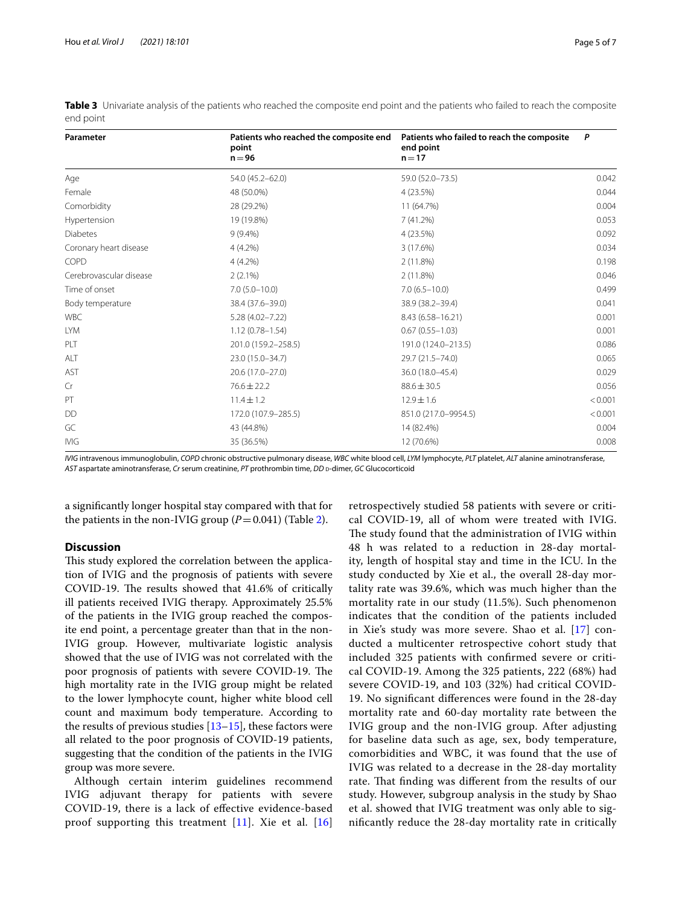**Table 3** Univariate analysis of the patients who reached the composite end point and the patients who failed to reach the composite end point

| Parameter | Patients who reached the composite end point n = 96 | Patients who failed to reach the composite end point n = 17 | P |
|---|---|---|---|
| Age | 54.0 (45.2–62.0) | 59.0 (52.0–73.5) | 0.042 |
| Female | 48 (50.0%) | 4 (23.5%) | 0.044 |
| Comorbidity | 28 (29.2%) | 11 (64.7%) | 0.004 |
| Hypertension | 19 (19.8%) | 7 (41.2%) | 0.053 |
| Diabetes | 9 (9.4%) | 4 (23.5%) | 0.092 |
| Coronary heart disease | 4 (4.2%) | 3 (17.6%) | 0.034 |
| COPD | 4 (4.2%) | 2 (11.8%) | 0.198 |
| Cerebrovascular disease | 2 (2.1%) | 2 (11.8%) | 0.046 |
| Time of onset | 7.0 (5.0–10.0) | 7.0 (6.5–10.0) | 0.499 |
| Body temperature | 38.4 (37.6–39.0) | 38.9 (38.2–39.4) | 0.041 |
| WBC | 5.28 (4.02–7.22) | 8.43 (6.58–16.21) | 0.001 |
| LYM | 1.12 (0.78–1.54) | 0.67 (0.55–1.03) | 0.001 |
| PLT | 201.0 (159.2–258.5) | 191.0 (124.0–213.5) | 0.086 |
| ALT | 23.0 (15.0–34.7) | 29.7 (21.5–74.0) | 0.065 |
| AST | 20.6 (17.0–27.0) | 36.0 (18.0–45.4) | 0.029 |
| Cr | 76.6 ± 22.2 | 88.6 ± 30.5 | 0.056 |
| PT | 11.4 ± 1.2 | 12.9 ± 1.6 | < 0.001 |
| DD | 172.0 (107.9–285.5) | 851.0 (217.0–9954.5) | < 0.001 |
| GC | 43 (44.8%) | 14 (82.4%) | 0.004 |
| IVIG | 35 (36.5%) | 12 (70.6%) | 0.008 |

*IVIG* intravenous immunoglobulin, *COPD* chronic obstructive pulmonary disease, *WBC* white blood cell, *LYM* lymphocyte, *PLT* platelet, *ALT* alanine aminotransferase, *AST* aspartate aminotransferase, *Cr* serum creatinine, *PT* prothrombin time, *DD* D-dimer, *GC* Glucocorticoid

a significantly longer hospital stay compared with that for the patients in the non-IVIG group ($P = 0.041$) (Table 2).

## Discussion

This study explored the correlation between the application of IVIG and the prognosis of patients with severe COVID-19. The results showed that 41.6% of critically ill patients received IVIG therapy. Approximately 25.5% of the patients in the IVIG group reached the composite end point, a percentage greater than that in the non-IVIG group. However, multivariate logistic analysis showed that the use of IVIG was not correlated with the poor prognosis of patients with severe COVID-19. The high mortality rate in the IVIG group might be related to the lower lymphocyte count, higher white blood cell count and maximum body temperature. According to the results of previous studies [13–15], these factors were all related to the poor prognosis of COVID-19 patients, suggesting that the condition of the patients in the IVIG group was more severe.

Although certain interim guidelines recommend IVIG adjuvant therapy for patients with severe COVID-19, there is a lack of effective evidence-based proof supporting this treatment [11]. Xie et al. [16] retrospectively studied 58 patients with severe or critical COVID-19, all of whom were treated with IVIG. The study found that the administration of IVIG within 48 h was related to a reduction in 28-day mortality, length of hospital stay and time in the ICU. In the study conducted by Xie et al., the overall 28-day mortality rate was 39.6%, which was much higher than the mortality rate in our study (11.5%). Such phenomenon indicates that the condition of the patients included in Xie's study was more severe. Shao et al. [17] conducted a multicenter retrospective cohort study that included 325 patients with confirmed severe or critical COVID-19. Among the 325 patients, 222 (68%) had severe COVID-19, and 103 (32%) had critical COVID-19. No significant differences were found in the 28-day mortality rate and 60-day mortality rate between the IVIG group and the non-IVIG group. After adjusting for baseline data such as age, sex, body temperature, comorbidities and WBC, it was found that the use of IVIG was related to a decrease in the 28-day mortality rate. That finding was different from the results of our study. However, subgroup analysis in the study by Shao et al. showed that IVIG treatment was only able to significantly reduce the 28-day mortality rate in critically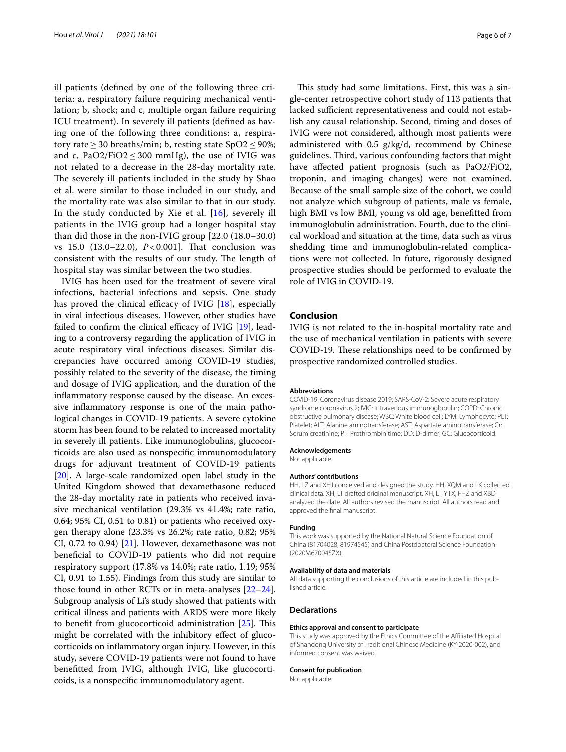ill patients (defined by one of the following three criteria: a, respiratory failure requiring mechanical ventilation; b, shock; and c, multiple organ failure requiring ICU treatment). In severely ill patients (defined as having one of the following three conditions: a, respiratory rate ≥ 30 breaths/min; b, resting state $SpO_2 \leq 90\%$; and c, $PaO_2/FiO_2 \leq 300$ mmHg), the use of IVIG was not related to a decrease in the 28-day mortality rate. The severely ill patients included in the study by Shao et al. were similar to those included in our study, and the mortality rate was also similar to that in our study. In the study conducted by Xie et al. [16], severely ill patients in the IVIG group had a longer hospital stay than did those in the non-IVIG group [22.0 (18.0–30.0) vs 15.0 (13.0–22.0), $P < 0.001$]. That conclusion was consistent with the results of our study. The length of hospital stay was similar between the two studies.

IVIG has been used for the treatment of severe viral infections, bacterial infections and sepsis. One study has proved the clinical efficacy of IVIG [18], especially in viral infectious diseases. However, other studies have failed to confirm the clinical efficacy of IVIG [19], leading to a controversy regarding the application of IVIG in acute respiratory viral infectious diseases. Similar discrepancies have occurred among COVID-19 studies, possibly related to the severity of the disease, the timing and dosage of IVIG application, and the duration of the inflammatory response caused by the disease. An excessive inflammatory response is one of the main pathological changes in COVID-19 patients. A severe cytokine storm has been found to be related to increased mortality in severely ill patients. Like immunoglobulins, glucocorticoids are also used as nonspecific immunomodulatory drugs for adjuvant treatment of COVID-19 patients [20]. A large-scale randomized open label study in the United Kingdom showed that dexamethasone reduced the 28-day mortality rate in patients who received invasive mechanical ventilation (29.3% vs 41.4%; rate ratio, 0.64; 95% CI, 0.51 to 0.81) or patients who received oxygen therapy alone (23.3% vs 26.2%; rate ratio, 0.82; 95% CI, 0.72 to 0.94) [21]. However, dexamethasone was not beneficial to COVID-19 patients who did not require respiratory support (17.8% vs 14.0%; rate ratio, 1.19; 95% CI, 0.91 to 1.55). Findings from this study are similar to those found in other RCTs or in meta-analyses [22–24]. Subgroup analysis of Li's study showed that patients with critical illness and patients with ARDS were more likely to benefit from glucocorticoid administration [25]. This might be correlated with the inhibitory effect of glucocorticoids on inflammatory organ injury. However, in this study, severe COVID-19 patients were not found to have benefitted from IVIG, although IVIG, like glucocorticoids, is a nonspecific immunomodulatory agent.

This study had some limitations. First, this was a single-center retrospective cohort study of 113 patients that lacked sufficient representativeness and could not establish any causal relationship. Second, timing and doses of IVIG were not considered, although most patients were administered with 0.5 g/kg/d, recommend by Chinese guidelines. Third, various confounding factors that might have affected patient prognosis (such as $PaO_2/FiO_2$, troponin, and imaging changes) were not examined. Because of the small sample size of the cohort, we could not analyze which subgroup of patients, male vs female, high BMI vs low BMI, young vs old age, benefitted from immunoglobulin administration. Fourth, due to the clinical workload and situation at the time, data such as virus shedding time and immunoglobulin-related complications were not collected. In future, rigorously designed prospective studies should be performed to evaluate the role of IVIG in COVID-19.

## Conclusion

IVIG is not related to the in-hospital mortality rate and the use of mechanical ventilation in patients with severe COVID-19. These relationships need to be confirmed by prospective randomized controlled studies.

#### Abbreviations

COVID-19: Coronavirus disease 2019; SARS-CoV-2: Severe acute respiratory syndrome coronavirus 2; IVIG: Intravenous immunoglobulin; COPD: Chronic obstructive pulmonary disease; WBC: White blood cell; LYM: Lymphocyte; PLT: Platelet; ALT: Alanine aminotransferase; AST: Aspartate aminotransferase; Cr: Serum creatinine; PT: Prothrombin time; DD: D-dimer; GC: Glucocorticoid.

#### Acknowledgements

Not applicable.

#### Authors' contributions

HH, LZ and XHJ conceived and designed the study. HH, XQM and LK collected clinical data. XH, LT drafted original manuscript. XH, LT, YTX, FHZ and XBD analyzed the date. All authors revised the manuscript. All authors read and approved the final manuscript.

#### Funding

This work was supported by the National Natural Science Foundation of China (81704028, 81974545) and China Postdoctoral Science Foundation (2020M670045ZX).

#### Availability of data and materials

All data supporting the conclusions of this article are included in this published article.

### Declarations

#### Ethics approval and consent to participate

This study was approved by the Ethics Committee of the Affiliated Hospital of Shandong University of Traditional Chinese Medicine (KY-2020-002), and informed consent was waived.

#### Consent for publication

Not applicable.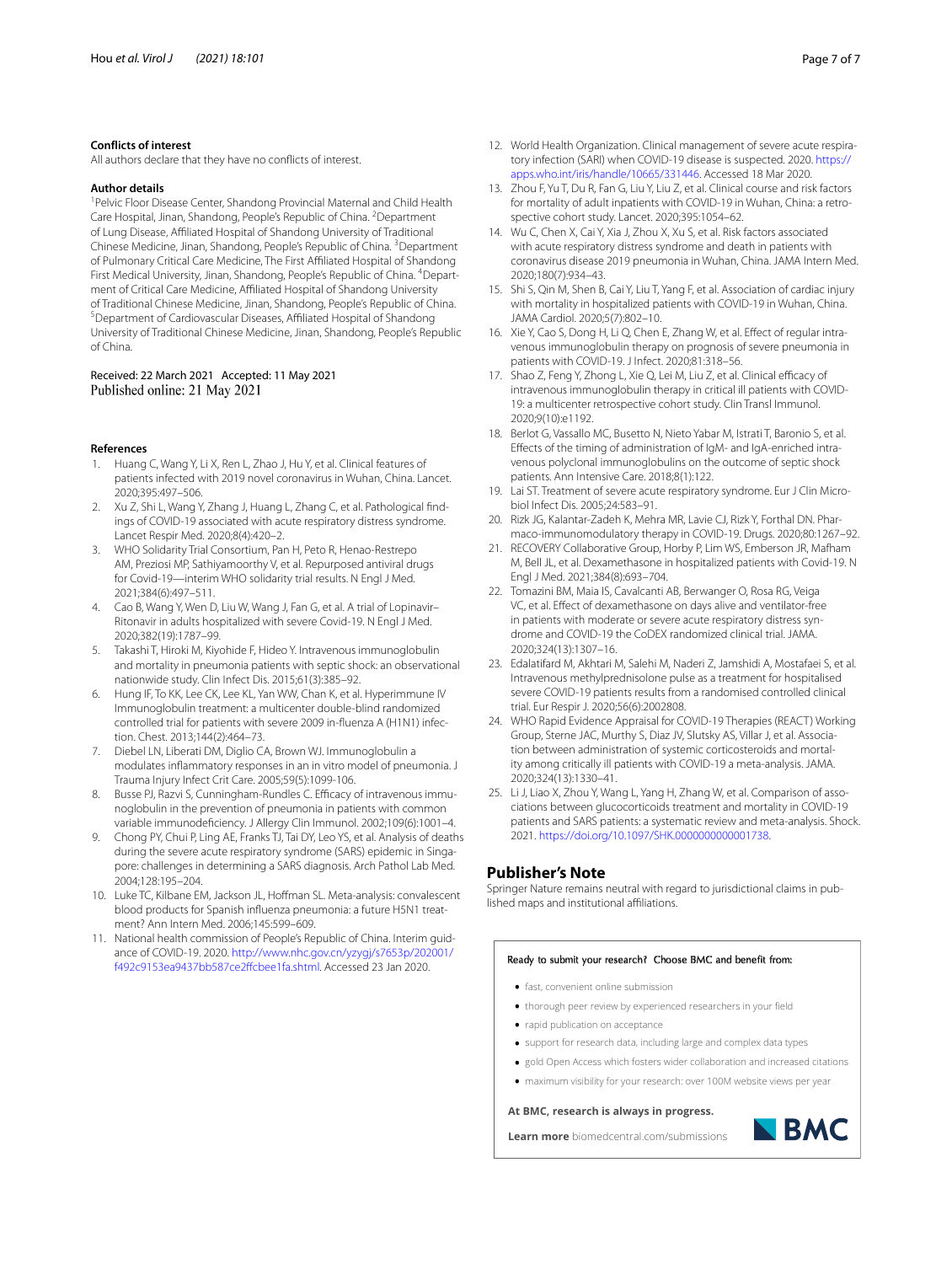### Conflicts of interest

All authors declare that they have no conflicts of interest.

### Author details

[1]Pelvic Floor Disease Center, Shandong Provincial Maternal and Child Health Care Hospital, Jinan, Shandong, People's Republic of China. [2]Department of Lung Disease, Affiliated Hospital of Shandong University of Traditional Chinese Medicine, Jinan, Shandong, People's Republic of China. [3]Department of Pulmonary Critical Care Medicine, The First Affiliated Hospital of Shandong First Medical University, Jinan, Shandong, People's Republic of China. [4]Department of Critical Care Medicine, Affiliated Hospital of Shandong University of Traditional Chinese Medicine, Jinan, Shandong, People's Republic of China. [5]Department of Cardiovascular Diseases, Affiliated Hospital of Shandong University of Traditional Chinese Medicine, Jinan, Shandong, People's Republic of China.

Received: 22 March 2021 Accepted: 11 May 2021
Published online: 21 May 2021

### References

1. Huang C, Wang Y, Li X, Ren L, Zhao J, Hu Y, et al. Clinical features of patients infected with 2019 novel coronavirus in Wuhan, China. Lancet. 2020;395:497–506.
2. Xu Z, Shi L, Wang Y, Zhang J, Huang L, Zhang C, et al. Pathological findings of COVID-19 associated with acute respiratory distress syndrome. Lancet Respir Med. 2020;8(4):420–2.
3. WHO Solidarity Trial Consortium, Pan H, Peto R, Henao-Restrepo AM, Preziosi MP, Sathiyamoorthy V, et al. Repurposed antiviral drugs for Covid-19—interim WHO solidarity trial results. N Engl J Med. 2021;384(6):497–511.
4. Cao B, Wang Y, Wen D, Liu W, Wang J, Fan G, et al. A trial of Lopinavir–Ritonavir in adults hospitalized with severe Covid-19. N Engl J Med. 2020;382(19):1787–99.
5. Takashi T, Hiroki M, Kiyohide F, Hideo Y. Intravenous immunoglobulin and mortality in pneumonia patients with septic shock: an observational nationwide study. Clin Infect Dis. 2015;61(3):385–92.
6. Hung IF, To KK, Lee CK, Lee KL, Yan WW, Chan K, et al. Hyperimmune IV Immunoglobulin treatment: a multicenter double-blind randomized controlled trial for patients with severe 2009 in-fluenza A (H1N1) infection. Chest. 2013;144(2):464–73.
7. Diebel LN, Liberati DM, Diglio CA, Brown WJ. Immunoglobulin a modulates inflammatory responses in an in vitro model of pneumonia. J Trauma Injury Infect Crit Care. 2005;59(5):1099-106.
8. Busse PJ, Razvi S, Cunningham-Rundles C. Efficacy of intravenous immunoglobulin in the prevention of pneumonia in patients with common variable immunodeficiency. J Allergy Clin Immunol. 2002;109(6):1001–4.
9. Chong PY, Chui P, Ling AE, Franks TJ, Tai DY, Leo YS, et al. Analysis of deaths during the severe acute respiratory syndrome (SARS) epidemic in Singapore: challenges in determining a SARS diagnosis. Arch Pathol Lab Med. 2004;128:195–204.
10. Luke TC, Kilbane EM, Jackson JL, Hoffman SL. Meta-analysis: convalescent blood products for Spanish influenza pneumonia: a future H5N1 treatment? Ann Intern Med. 2006;145:599–609.
11. National health commission of People's Republic of China. Interim guidance of COVID-19. 2020. http://www.nhc.gov.cn/yzygj/s7653p/202001/f492c9153ea9437bb587ce2ffcbee1fa.shtml. Accessed 23 Jan 2020.
12. World Health Organization. Clinical management of severe acute respiratory infection (SARI) when COVID-19 disease is suspected. 2020. https://apps.who.int/iris/handle/10665/331446. Accessed 18 Mar 2020.
13. Zhou F, Yu T, Du R, Fan G, Liu Y, Liu Z, et al. Clinical course and risk factors for mortality of adult inpatients with COVID-19 in Wuhan, China: a retrospective cohort study. Lancet. 2020;395:1054–62.
14. Wu C, Chen X, Cai Y, Xia J, Zhou X, Xu S, et al. Risk factors associated with acute respiratory distress syndrome and death in patients with coronavirus disease 2019 pneumonia in Wuhan, China. JAMA Intern Med. 2020;180(7):934–43.
15. Shi S, Qin M, Shen B, Cai Y, Liu T, Yang F, et al. Association of cardiac injury with mortality in hospitalized patients with COVID-19 in Wuhan, China. JAMA Cardiol. 2020;5(7):802–10.
16. Xie Y, Cao S, Dong H, Li Q, Chen E, Zhang W, et al. Effect of regular intravenous immunoglobulin therapy on prognosis of severe pneumonia in patients with COVID-19. J Infect. 2020;81:318–56.
17. Shao Z, Feng Y, Zhong L, Xie Q, Lei M, Liu Z, et al. Clinical efficacy of intravenous immunoglobulin therapy in critical ill patients with COVID-19: a multicenter retrospective cohort study. Clin Transl Immunol. 2020;9(10):e1192.
18. Berlot G, Vassallo MC, Busetto N, Nieto Yabar M, Istrati T, Baronio S, et al. Effects of the timing of administration of IgM- and IgA-enriched intravenous polyclonal immunoglobulins on the outcome of septic shock patients. Ann Intensive Care. 2018;8(1):122.
19. Lai ST. Treatment of severe acute respiratory syndrome. Eur J Clin Microbiol Infect Dis. 2005;24:583–91.
20. Rizk JG, Kalantar-Zadeh K, Mehra MR, Lavie CJ, Rizk Y, Forthal DN. Pharmaco-immunomodulatory therapy in COVID-19. Drugs. 2020;80:1267–92.
21. RECOVERY Collaborative Group, Horby P, Lim WS, Emberson JR, Mafham M, Bell JL, et al. Dexamethasone in hospitalized patients with Covid-19. N Engl J Med. 2021;384(8):693–704.
22. Tomazini BM, Maia IS, Cavalcanti AB, Berwanger O, Rosa RG, Veiga VC, et al. Effect of dexamethasone on days alive and ventilator-free in patients with moderate or severe acute respiratory distress syndrome and COVID-19 the CoDEX randomized clinical trial. JAMA. 2020;324(13):1307–16.
23. Edalatifard M, Akhtari M, Salehi M, Naderi Z, Jamshidi A, Mostafaei S, et al. Intravenous methylprednisolone pulse as a treatment for hospitalised severe COVID-19 patients results from a randomised controlled clinical trial. Eur Respir J. 2020;56(6):2002808.
24. WHO Rapid Evidence Appraisal for COVID-19 Therapies (REACT) Working Group, Sterne JAC, Murthy S, Diaz JV, Slutsky AS, Villar J, et al. Association between administration of systemic corticosteroids and mortality among critically ill patients with COVID-19 a meta-analysis. JAMA. 2020;324(13):1330–41.
25. Li J, Liao X, Zhou Y, Wang L, Yang H, Zhang W, et al. Comparison of associations between glucocorticoids treatment and mortality in COVID-19 patients and SARS patients: a systematic review and meta-analysis. Shock. 2021. https://doi.org/10.1097/SHK.0000000000001738.

## Publisher's Note

Springer Nature remains neutral with regard to jurisdictional claims in published maps and institutional affiliations.

Ready to submit your research? Choose BMC and benefit from:

- fast, convenient online submission
- thorough peer review by experienced researchers in your field
- rapid publication on acceptance
- support for research data, including large and complex data types
- gold Open Access which fosters wider collaboration and increased citations
- maximum visibility for your research: over 100M website views per year

**At BMC, research is always in progress.**

**Learn more** biomedcentral.com/submissions

BMC